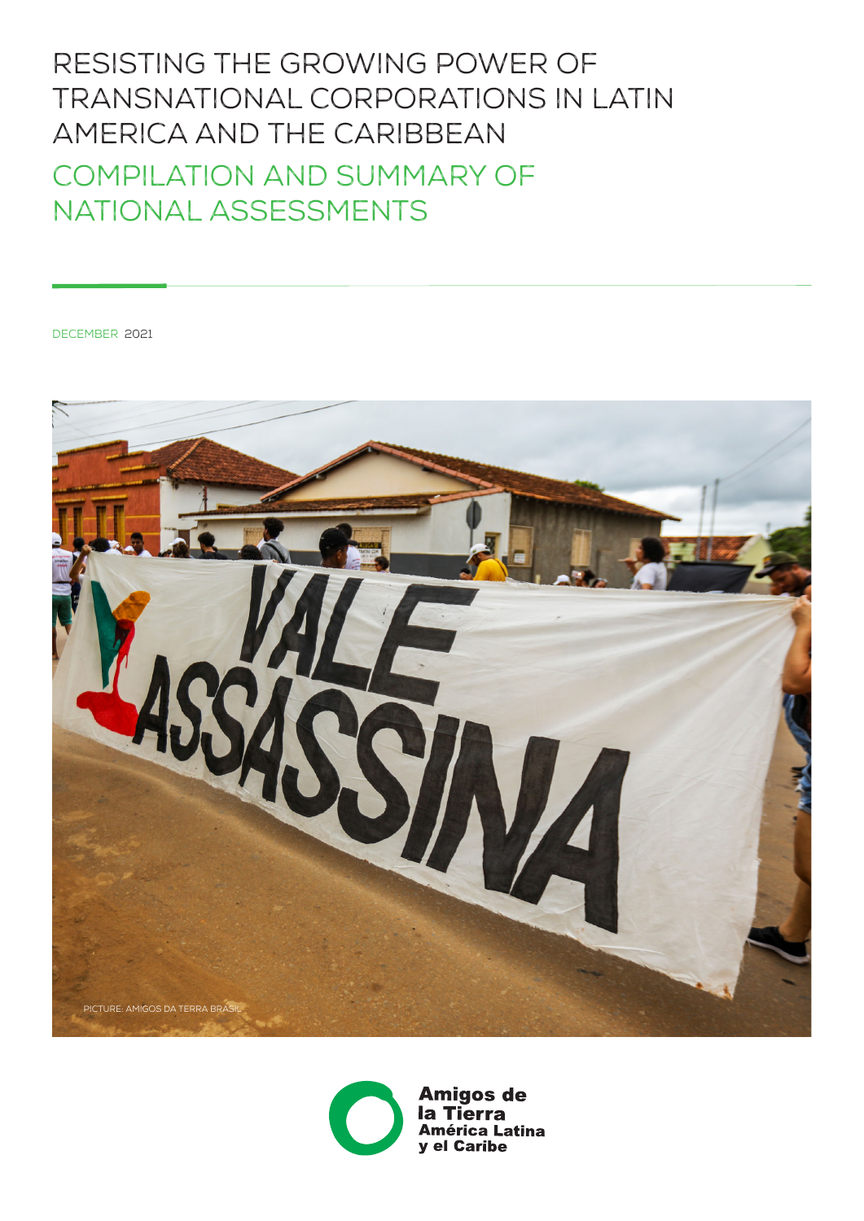# RESISTING THE GROWING POWER OF TRANSNATIONAL CORPORATIONS IN LATIN AMERICA AND THE CARIBBEAN

## COMPILATION AND SUMMARY OF NATIONAL ASSESSMENTS

DECEMBER 2021

PICTURE: AMIGOS DA TERRA BRASIL

**Amigos de la Tierra América Latina y el Caribe**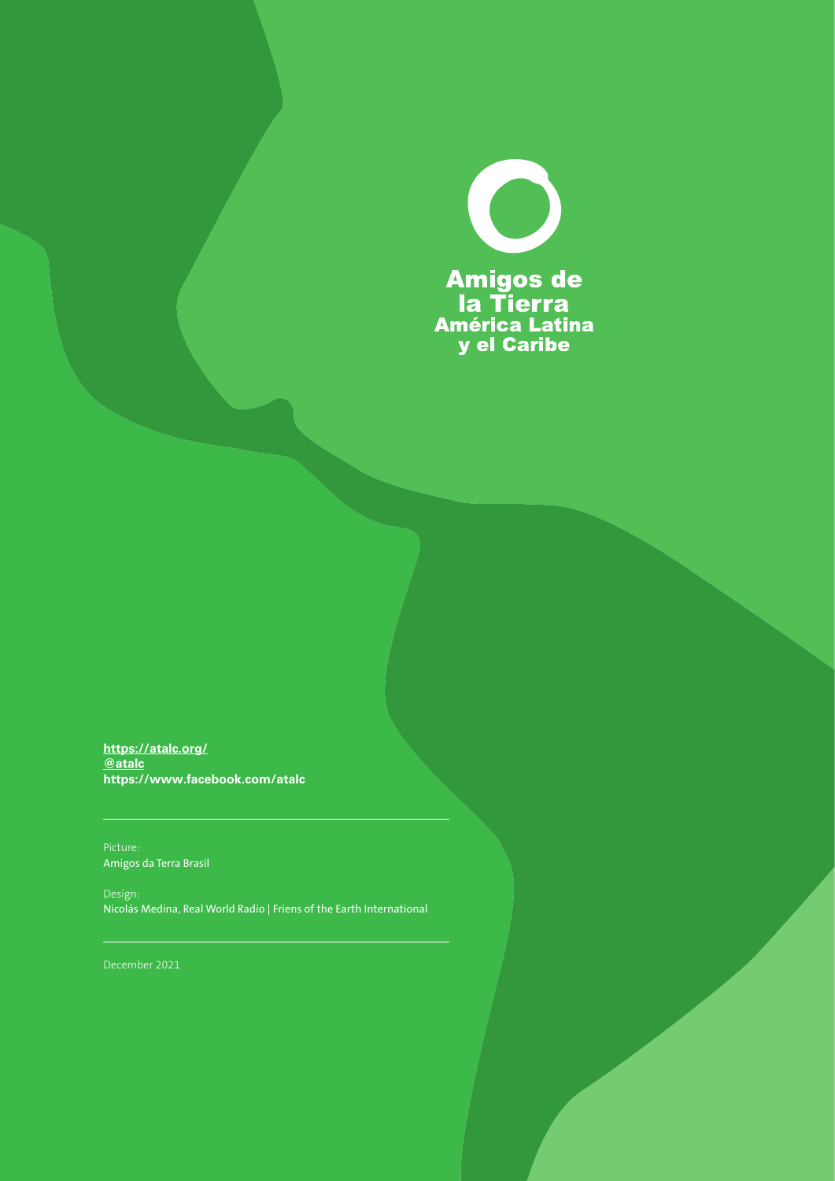Amigos de la Tierra América Latina y el Caribe

**https://atalc.org/**
**@atalc**
**https://www.facebook.com/atalc**

---

Picture:
Amigos da Terra Brasil

Design:
Nicolás Medina, Real World Radio | Friens of the Earth International

---

December 2021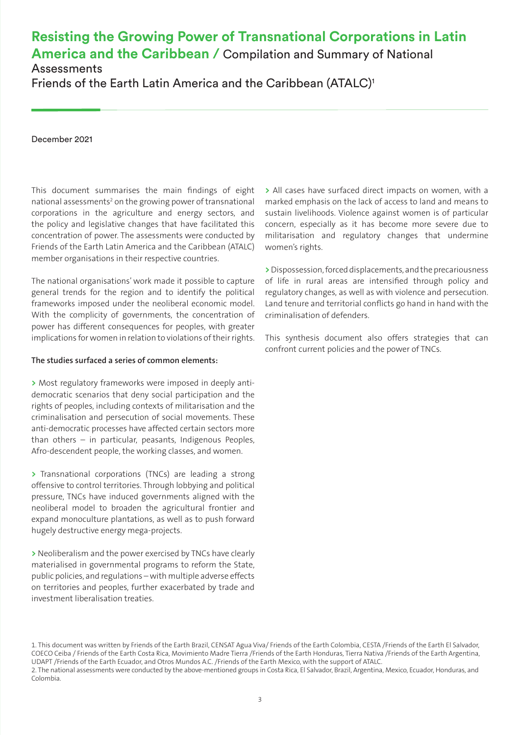# Resisting the Growing Power of Transnational Corporations in Latin America and the Caribbean / Compilation and Summary of National Assessments

Friends of the Earth Latin America and the Caribbean (ATALC)[1]

December 2021

This document summarises the main findings of eight national assessments[2] on the growing power of transnational corporations in the agriculture and energy sectors, and the policy and legislative changes that have facilitated this concentration of power. The assessments were conducted by Friends of the Earth Latin America and the Caribbean (ATALC) member organisations in their respective countries.

The national organisations' work made it possible to capture general trends for the region and to identify the political frameworks imposed under the neoliberal economic model. With the complicity of governments, the concentration of power has different consequences for peoples, with greater implications for women in relation to violations of their rights.

**The studies surfaced a series of common elements:**

> Most regulatory frameworks were imposed in deeply anti-democratic scenarios that deny social participation and the rights of peoples, including contexts of militarisation and the criminalisation and persecution of social movements. These anti-democratic processes have affected certain sectors more than others – in particular, peasants, Indigenous Peoples, Afro-descendent people, the working classes, and women.

> Transnational corporations (TNCs) are leading a strong offensive to control territories. Through lobbying and political pressure, TNCs have induced governments aligned with the neoliberal model to broaden the agricultural frontier and expand monoculture plantations, as well as to push forward hugely destructive energy mega-projects.

> Neoliberalism and the power exercised by TNCs have clearly materialised in governmental programs to reform the State, public policies, and regulations – with multiple adverse effects on territories and peoples, further exacerbated by trade and investment liberalisation treaties.

> All cases have surfaced direct impacts on women, with a marked emphasis on the lack of access to land and means to sustain livelihoods. Violence against women is of particular concern, especially as it has become more severe due to militarisation and regulatory changes that undermine women's rights.

> Dispossession, forced displacements, and the precariousness of life in rural areas are intensified through policy and regulatory changes, as well as with violence and persecution. Land tenure and territorial conflicts go hand in hand with the criminalisation of defenders.

This synthesis document also offers strategies that can confront current policies and the power of TNCs.

---

1. This document was written by Friends of the Earth Brazil, CENSAT Agua Viva/ Friends of the Earth Colombia, CESTA /Friends of the Earth El Salvador, COECO Ceiba / Friends of the Earth Costa Rica, Movimiento Madre Tierra /Friends of the Earth Honduras, Tierra Nativa /Friends of the Earth Argentina, UDAPT /Friends of the Earth Ecuador, and Otros Mundos A.C. /Friends of the Earth Mexico, with the support of ATALC.

2. The national assessments were conducted by the above-mentioned groups in Costa Rica, El Salvador, Brazil, Argentina, Mexico, Ecuador, Honduras, and Colombia.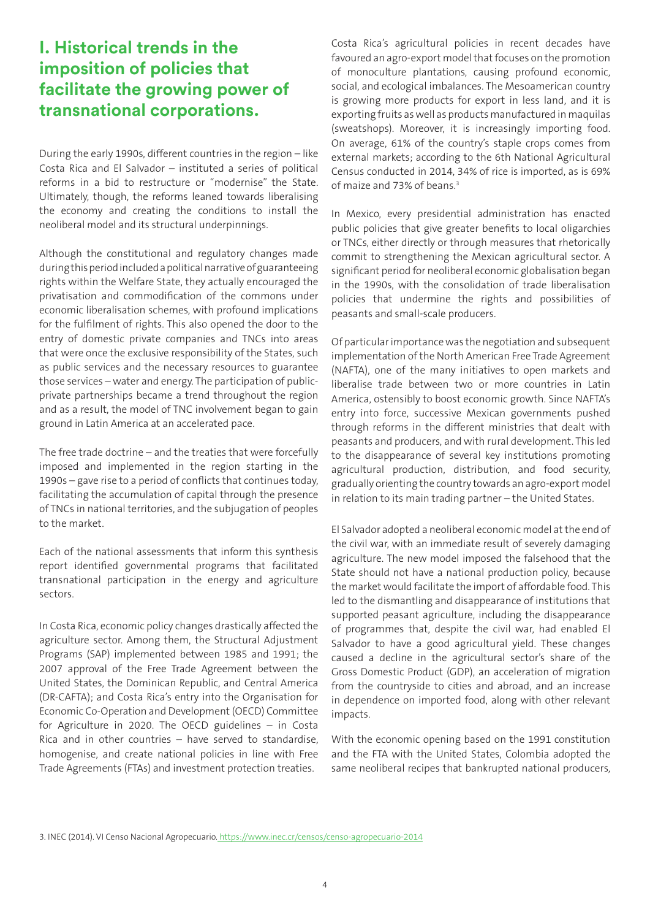## I. Historical trends in the imposition of policies that facilitate the growing power of transnational corporations.

During the early 1990s, different countries in the region – like Costa Rica and El Salvador – instituted a series of political reforms in a bid to restructure or "modernise" the State. Ultimately, though, the reforms leaned towards liberalising the economy and creating the conditions to install the neoliberal model and its structural underpinnings.

Although the constitutional and regulatory changes made during this period included a political narrative of guaranteeing rights within the Welfare State, they actually encouraged the privatisation and commodification of the commons under economic liberalisation schemes, with profound implications for the fulfilment of rights. This also opened the door to the entry of domestic private companies and TNCs into areas that were once the exclusive responsibility of the States, such as public services and the necessary resources to guarantee those services – water and energy. The participation of public-private partnerships became a trend throughout the region and as a result, the model of TNC involvement began to gain ground in Latin America at an accelerated pace.

The free trade doctrine – and the treaties that were forcefully imposed and implemented in the region starting in the 1990s – gave rise to a period of conflicts that continues today, facilitating the accumulation of capital through the presence of TNCs in national territories, and the subjugation of peoples to the market.

Each of the national assessments that inform this synthesis report identified governmental programs that facilitated transnational participation in the energy and agriculture sectors.

In Costa Rica, economic policy changes drastically affected the agriculture sector. Among them, the Structural Adjustment Programs (SAP) implemented between 1985 and 1991; the 2007 approval of the Free Trade Agreement between the United States, the Dominican Republic, and Central America (DR-CAFTA); and Costa Rica's entry into the Organisation for Economic Co-Operation and Development (OECD) Committee for Agriculture in 2020. The OECD guidelines – in Costa Rica and in other countries – have served to standardise, homogenise, and create national policies in line with Free Trade Agreements (FTAs) and investment protection treaties.

Costa Rica's agricultural policies in recent decades have favoured an agro-export model that focuses on the promotion of monoculture plantations, causing profound economic, social, and ecological imbalances. The Mesoamerican country is growing more products for export in less land, and it is exporting fruits as well as products manufactured in maquilas (sweatshops). Moreover, it is increasingly importing food. On average, 61% of the country's staple crops comes from external markets; according to the 6th National Agricultural Census conducted in 2014, 34% of rice is imported, as is 69% of maize and 73% of beans.[3]

In Mexico, every presidential administration has enacted public policies that give greater benefits to local oligarchies or TNCs, either directly or through measures that rhetorically commit to strengthening the Mexican agricultural sector. A significant period for neoliberal economic globalisation began in the 1990s, with the consolidation of trade liberalisation policies that undermine the rights and possibilities of peasants and small-scale producers.

Of particular importance was the negotiation and subsequent implementation of the North American Free Trade Agreement (NAFTA), one of the many initiatives to open markets and liberalise trade between two or more countries in Latin America, ostensibly to boost economic growth. Since NAFTA's entry into force, successive Mexican governments pushed through reforms in the different ministries that dealt with peasants and producers, and with rural development. This led to the disappearance of several key institutions promoting agricultural production, distribution, and food security, gradually orienting the country towards an agro-export model in relation to its main trading partner – the United States.

El Salvador adopted a neoliberal economic model at the end of the civil war, with an immediate result of severely damaging agriculture. The new model imposed the falsehood that the State should not have a national production policy, because the market would facilitate the import of affordable food. This led to the dismantling and disappearance of institutions that supported peasant agriculture, including the disappearance of programmes that, despite the civil war, had enabled El Salvador to have a good agricultural yield. These changes caused a decline in the agricultural sector's share of the Gross Domestic Product (GDP), an acceleration of migration from the countryside to cities and abroad, and an increase in dependence on imported food, along with other relevant impacts.

With the economic opening based on the 1991 constitution and the FTA with the United States, Colombia adopted the same neoliberal recipes that bankrupted national producers,

3. INEC (2014). VI Censo Nacional Agropecuario. https://www.inec.cr/censos/censo-agropecuario-2014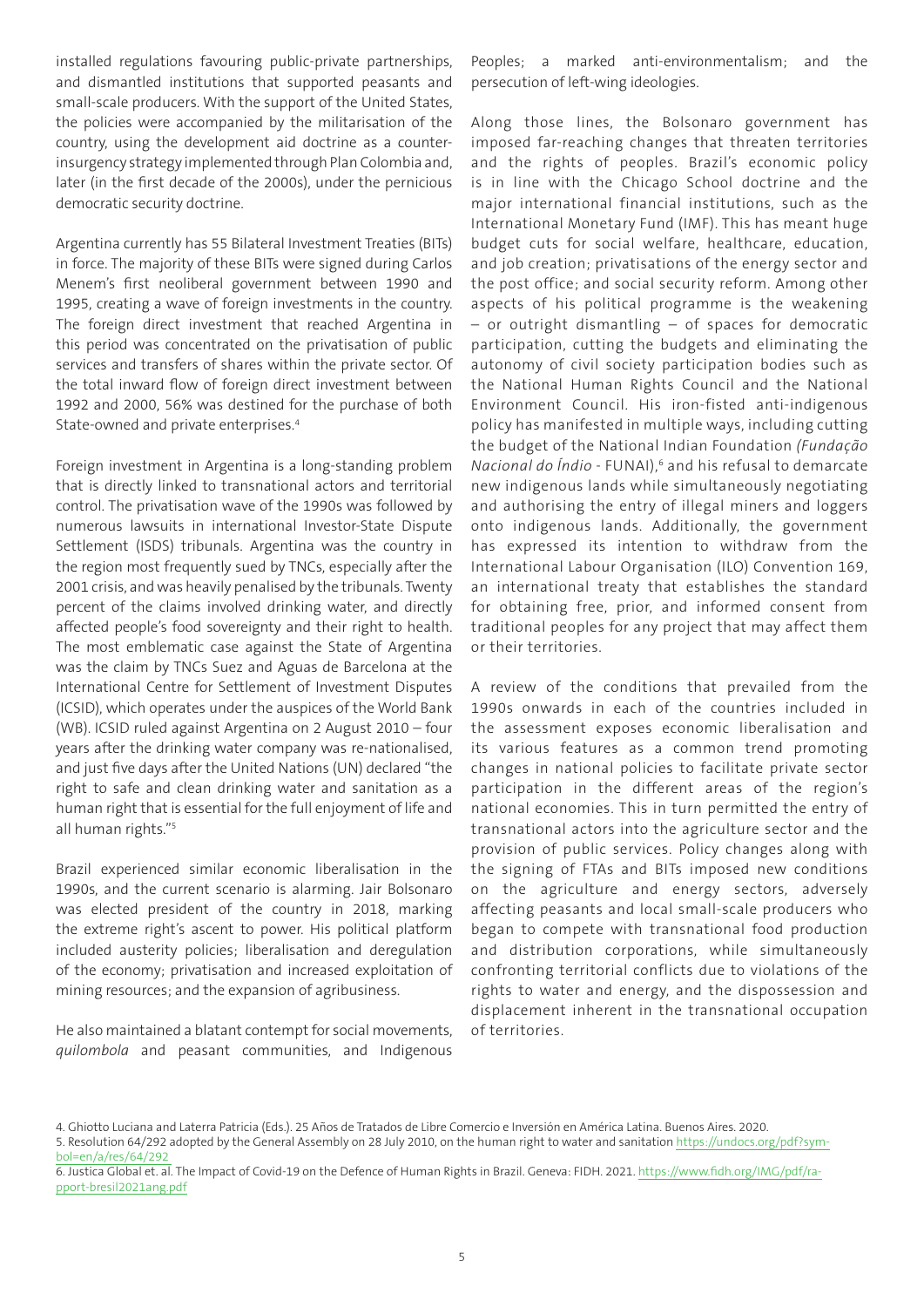installed regulations favouring public-private partnerships, and dismantled institutions that supported peasants and small-scale producers. With the support of the United States, the policies were accompanied by the militarisation of the country, using the development aid doctrine as a counter-insurgency strategy implemented through Plan Colombia and, later (in the first decade of the 2000s), under the pernicious democratic security doctrine.

Argentina currently has 55 Bilateral Investment Treaties (BITs) in force. The majority of these BITs were signed during Carlos Menem's first neoliberal government between 1990 and 1995, creating a wave of foreign investments in the country. The foreign direct investment that reached Argentina in this period was concentrated on the privatisation of public services and transfers of shares within the private sector. Of the total inward flow of foreign direct investment between 1992 and 2000, 56% was destined for the purchase of both State-owned and private enterprises.[4]

Foreign investment in Argentina is a long-standing problem that is directly linked to transnational actors and territorial control. The privatisation wave of the 1990s was followed by numerous lawsuits in international Investor-State Dispute Settlement (ISDS) tribunals. Argentina was the country in the region most frequently sued by TNCs, especially after the 2001 crisis, and was heavily penalised by the tribunals. Twenty percent of the claims involved drinking water, and directly affected people's food sovereignty and their right to health. The most emblematic case against the State of Argentina was the claim by TNCs Suez and Aguas de Barcelona at the International Centre for Settlement of Investment Disputes (ICSID), which operates under the auspices of the World Bank (WB). ICSID ruled against Argentina on 2 August 2010 – four years after the drinking water company was re-nationalised, and just five days after the United Nations (UN) declared "the right to safe and clean drinking water and sanitation as a human right that is essential for the full enjoyment of life and all human rights."[5]

Brazil experienced similar economic liberalisation in the 1990s, and the current scenario is alarming. Jair Bolsonaro was elected president of the country in 2018, marking the extreme right's ascent to power. His political platform included austerity policies; liberalisation and deregulation of the economy; privatisation and increased exploitation of mining resources; and the expansion of agribusiness.

He also maintained a blatant contempt for social movements, *quilombola* and peasant communities, and Indigenous Peoples; a marked anti-environmentalism; and the persecution of left-wing ideologies.

Along those lines, the Bolsonaro government has imposed far-reaching changes that threaten territories and the rights of peoples. Brazil's economic policy is in line with the Chicago School doctrine and the major international financial institutions, such as the International Monetary Fund (IMF). This has meant huge budget cuts for social welfare, healthcare, education, and job creation; privatisations of the energy sector and the post office; and social security reform. Among other aspects of his political programme is the weakening – or outright dismantling – of spaces for democratic participation, cutting the budgets and eliminating the autonomy of civil society participation bodies such as the National Human Rights Council and the National Environment Council. His iron-fisted anti-indigenous policy has manifested in multiple ways, including cutting the budget of the National Indian Foundation *(Fundação Nacional do Índio* - FUNAI),[6] and his refusal to demarcate new indigenous lands while simultaneously negotiating and authorising the entry of illegal miners and loggers onto indigenous lands. Additionally, the government has expressed its intention to withdraw from the International Labour Organisation (ILO) Convention 169, an international treaty that establishes the standard for obtaining free, prior, and informed consent from traditional peoples for any project that may affect them or their territories.

A review of the conditions that prevailed from the 1990s onwards in each of the countries included in the assessment exposes economic liberalisation and its various features as a common trend promoting changes in national policies to facilitate private sector participation in the different areas of the region's national economies. This in turn permitted the entry of transnational actors into the agriculture sector and the provision of public services. Policy changes along with the signing of FTAs and BITs imposed new conditions on the agriculture and energy sectors, adversely affecting peasants and local small-scale producers who began to compete with transnational food production and distribution corporations, while simultaneously confronting territorial conflicts due to violations of the rights to water and energy, and the dispossession and displacement inherent in the transnational occupation of territories.

4. Ghiotto Luciana and Laterra Patricia (Eds.). 25 Años de Tratados de Libre Comercio e Inversión en América Latina. Buenos Aires. 2020.
5. Resolution 64/292 adopted by the General Assembly on 28 July 2010, on the human right to water and sanitation https://undocs.org/pdf?symbol=en/a/res/64/292
6. Justica Global et. al. The Impact of Covid-19 on the Defence of Human Rights in Brazil. Geneva: FIDH. 2021. https://www.fidh.org/IMG/pdf/rapport-bresil2021ang.pdf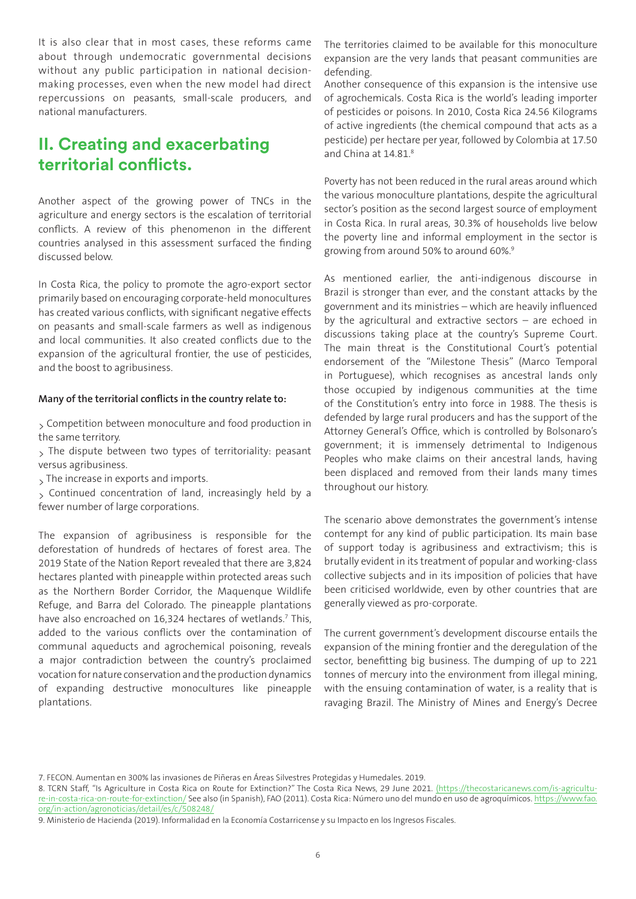It is also clear that in most cases, these reforms came about through undemocratic governmental decisions without any public participation in national decision-making processes, even when the new model had direct repercussions on peasants, small-scale producers, and national manufacturers.

## II. Creating and exacerbating territorial conflicts.

Another aspect of the growing power of TNCs in the agriculture and energy sectors is the escalation of territorial conflicts. A review of this phenomenon in the different countries analysed in this assessment surfaced the finding discussed below.

In Costa Rica, the policy to promote the agro-export sector primarily based on encouraging corporate-held monocultures has created various conflicts, with significant negative effects on peasants and small-scale farmers as well as indigenous and local communities. It also created conflicts due to the expansion of the agricultural frontier, the use of pesticides, and the boost to agribusiness.

**Many of the territorial conflicts in the country relate to:**

- Competition between monoculture and food production in the same territory.
- The dispute between two types of territoriality: peasant versus agribusiness.
- The increase in exports and imports.
- Continued concentration of land, increasingly held by a fewer number of large corporations.

The expansion of agribusiness is responsible for the deforestation of hundreds of hectares of forest area. The 2019 State of the Nation Report revealed that there are 3,824 hectares planted with pineapple within protected areas such as the Northern Border Corridor, the Maquenque Wildlife Refuge, and Barra del Colorado. The pineapple plantations have also encroached on 16,324 hectares of wetlands.[7] This, added to the various conflicts over the contamination of communal aqueducts and agrochemical poisoning, reveals a major contradiction between the country's proclaimed vocation for nature conservation and the production dynamics of expanding destructive monocultures like pineapple plantations.

The territories claimed to be available for this monoculture expansion are the very lands that peasant communities are defending.

Another consequence of this expansion is the intensive use of agrochemicals. Costa Rica is the world's leading importer of pesticides or poisons. In 2010, Costa Rica 24.56 Kilograms of active ingredients (the chemical compound that acts as a pesticide) per hectare per year, followed by Colombia at 17.50 and China at 14.81.[8]

Poverty has not been reduced in the rural areas around which the various monoculture plantations, despite the agricultural sector's position as the second largest source of employment in Costa Rica. In rural areas, 30.3% of households live below the poverty line and informal employment in the sector is growing from around 50% to around 60%.[9]

As mentioned earlier, the anti-indigenous discourse in Brazil is stronger than ever, and the constant attacks by the government and its ministries – which are heavily influenced by the agricultural and extractive sectors – are echoed in discussions taking place at the country's Supreme Court. The main threat is the Constitutional Court's potential endorsement of the "Milestone Thesis" (Marco Temporal in Portuguese), which recognises as ancestral lands only those occupied by indigenous communities at the time of the Constitution's entry into force in 1988. The thesis is defended by large rural producers and has the support of the Attorney General's Office, which is controlled by Bolsonaro's government; it is immensely detrimental to Indigenous Peoples who make claims on their ancestral lands, having been displaced and removed from their lands many times throughout our history.

The scenario above demonstrates the government's intense contempt for any kind of public participation. Its main base of support today is agribusiness and extractivism; this is brutally evident in its treatment of popular and working-class collective subjects and in its imposition of policies that have been criticised worldwide, even by other countries that are generally viewed as pro-corporate.

The current government's development discourse entails the expansion of the mining frontier and the deregulation of the sector, benefitting big business. The dumping of up to 221 tonnes of mercury into the environment from illegal mining, with the ensuing contamination of water, is a reality that is ravaging Brazil. The Ministry of Mines and Energy's Decree

---

7. FECON. Aumentan en 300% las invasiones de Piñeras en Áreas Silvestres Protegidas y Humedales. 2019.

8. TCRN Staff, "Is Agriculture in Costa Rica on Route for Extinction?" The Costa Rica News, 29 June 2021. (https://thecostaricanews.com/is-agriculture-in-costa-rica-on-route-for-extinction/ See also (in Spanish), FAO (2011). Costa Rica: Número uno del mundo en uso de agroquímicos. https://www.fao.org/in-action/agronoticias/detail/es/c/508248/

9. Ministerio de Hacienda (2019). Informalidad en la Economía Costarricense y su Impacto en los Ingresos Fiscales.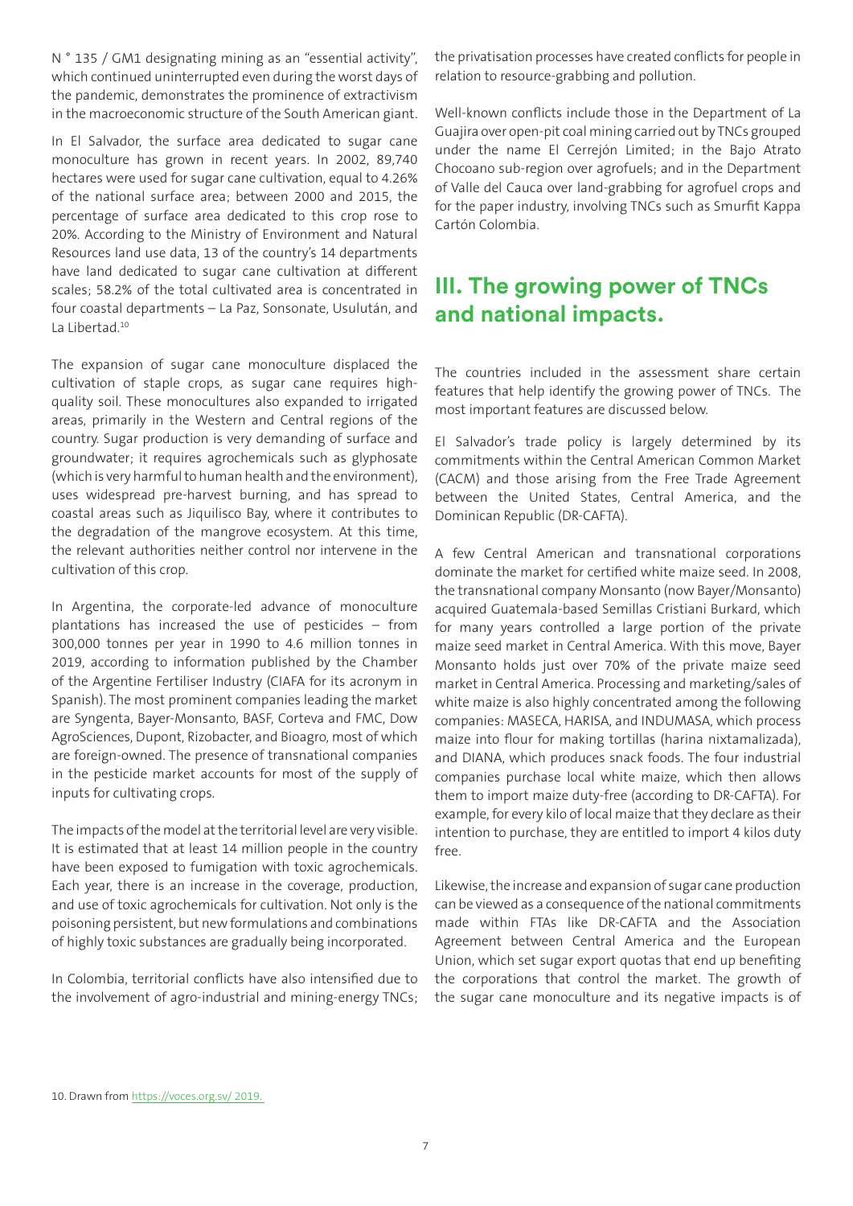N ° 135 / GM1 designating mining as an "essential activity", which continued uninterrupted even during the worst days of the pandemic, demonstrates the prominence of extractivism in the macroeconomic structure of the South American giant.

In El Salvador, the surface area dedicated to sugar cane monoculture has grown in recent years. In 2002, 89,740 hectares were used for sugar cane cultivation, equal to 4.26% of the national surface area; between 2000 and 2015, the percentage of surface area dedicated to this crop rose to 20%. According to the Ministry of Environment and Natural Resources land use data, 13 of the country's 14 departments have land dedicated to sugar cane cultivation at different scales; 58.2% of the total cultivated area is concentrated in four coastal departments – La Paz, Sonsonate, Usulután, and La Libertad.[10]

The expansion of sugar cane monoculture displaced the cultivation of staple crops, as sugar cane requires high-quality soil. These monocultures also expanded to irrigated areas, primarily in the Western and Central regions of the country. Sugar production is very demanding of surface and groundwater; it requires agrochemicals such as glyphosate (which is very harmful to human health and the environment), uses widespread pre-harvest burning, and has spread to coastal areas such as Jiquilisco Bay, where it contributes to the degradation of the mangrove ecosystem. At this time, the relevant authorities neither control nor intervene in the cultivation of this crop.

In Argentina, the corporate-led advance of monoculture plantations has increased the use of pesticides – from 300,000 tonnes per year in 1990 to 4.6 million tonnes in 2019, according to information published by the Chamber of the Argentine Fertiliser Industry (CIAFA for its acronym in Spanish). The most prominent companies leading the market are Syngenta, Bayer-Monsanto, BASF, Corteva and FMC, Dow AgroSciences, Dupont, Rizobacter, and Bioagro, most of which are foreign-owned. The presence of transnational companies in the pesticide market accounts for most of the supply of inputs for cultivating crops.

The impacts of the model at the territorial level are very visible. It is estimated that at least 14 million people in the country have been exposed to fumigation with toxic agrochemicals. Each year, there is an increase in the coverage, production, and use of toxic agrochemicals for cultivation. Not only is the poisoning persistent, but new formulations and combinations of highly toxic substances are gradually being incorporated.

In Colombia, territorial conflicts have also intensified due to the involvement of agro-industrial and mining-energy TNCs; the privatisation processes have created conflicts for people in relation to resource-grabbing and pollution.

Well-known conflicts include those in the Department of La Guajira over open-pit coal mining carried out by TNCs grouped under the name El Cerrejón Limited; in the Bajo Atrato Chocoano sub-region over agrofuels; and in the Department of Valle del Cauca over land-grabbing for agrofuel crops and for the paper industry, involving TNCs such as Smurfit Kappa Cartón Colombia.

## III. The growing power of TNCs and national impacts.

The countries included in the assessment share certain features that help identify the growing power of TNCs. The most important features are discussed below.

El Salvador's trade policy is largely determined by its commitments within the Central American Common Market (CACM) and those arising from the Free Trade Agreement between the United States, Central America, and the Dominican Republic (DR-CAFTA).

A few Central American and transnational corporations dominate the market for certified white maize seed. In 2008, the transnational company Monsanto (now Bayer/Monsanto) acquired Guatemala-based Semillas Cristiani Burkard, which for many years controlled a large portion of the private maize seed market in Central America. With this move, Bayer Monsanto holds just over 70% of the private maize seed market in Central America. Processing and marketing/sales of white maize is also highly concentrated among the following companies: MASECA, HARISA, and INDUMASA, which process maize into flour for making tortillas (harina nixtamalizada), and DIANA, which produces snack foods. The four industrial companies purchase local white maize, which then allows them to import maize duty-free (according to DR-CAFTA). For example, for every kilo of local maize that they declare as their intention to purchase, they are entitled to import 4 kilos duty free.

Likewise, the increase and expansion of sugar cane production can be viewed as a consequence of the national commitments made within FTAs like DR-CAFTA and the Association Agreement between Central America and the European Union, which set sugar export quotas that end up benefiting the corporations that control the market. The growth of the sugar cane monoculture and its negative impacts is of

10. Drawn from https://voces.org.sv/ 2019.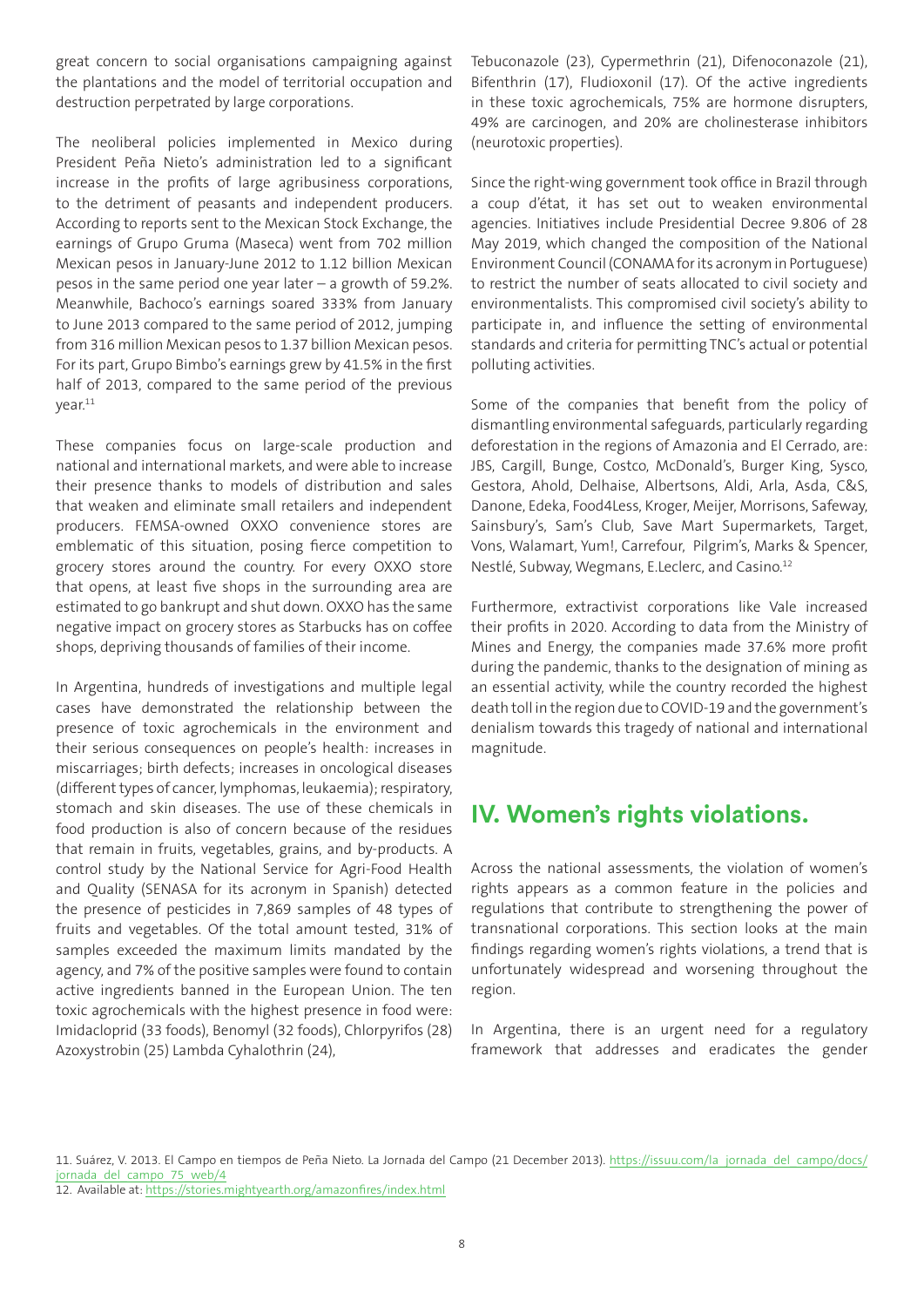great concern to social organisations campaigning against the plantations and the model of territorial occupation and destruction perpetrated by large corporations.

The neoliberal policies implemented in Mexico during President Peña Nieto's administration led to a significant increase in the profits of large agribusiness corporations, to the detriment of peasants and independent producers. According to reports sent to the Mexican Stock Exchange, the earnings of Grupo Gruma (Maseca) went from 702 million Mexican pesos in January-June 2012 to 1.12 billion Mexican pesos in the same period one year later – a growth of 59.2%. Meanwhile, Bachoco's earnings soared 333% from January to June 2013 compared to the same period of 2012, jumping from 316 million Mexican pesos to 1.37 billion Mexican pesos. For its part, Grupo Bimbo's earnings grew by 41.5% in the first half of 2013, compared to the same period of the previous year.[11]

These companies focus on large-scale production and national and international markets, and were able to increase their presence thanks to models of distribution and sales that weaken and eliminate small retailers and independent producers. FEMSA-owned OXXO convenience stores are emblematic of this situation, posing fierce competition to grocery stores around the country. For every OXXO store that opens, at least five shops in the surrounding area are estimated to go bankrupt and shut down. OXXO has the same negative impact on grocery stores as Starbucks has on coffee shops, depriving thousands of families of their income.

In Argentina, hundreds of investigations and multiple legal cases have demonstrated the relationship between the presence of toxic agrochemicals in the environment and their serious consequences on people's health: increases in miscarriages; birth defects; increases in oncological diseases (different types of cancer, lymphomas, leukaemia); respiratory, stomach and skin diseases. The use of these chemicals in food production is also of concern because of the residues that remain in fruits, vegetables, grains, and by-products. A control study by the National Service for Agri-Food Health and Quality (SENASA for its acronym in Spanish) detected the presence of pesticides in 7,869 samples of 48 types of fruits and vegetables. Of the total amount tested, 31% of samples exceeded the maximum limits mandated by the agency, and 7% of the positive samples were found to contain active ingredients banned in the European Union. The ten toxic agrochemicals with the highest presence in food were: Imidacloprid (33 foods), Benomyl (32 foods), Chlorpyrifos (28) Azoxystrobin (25) Lambda Cyhalothrin (24), Tebuconazole (23), Cypermethrin (21), Difenoconazole (21), Bifenthrin (17), Fludioxonil (17). Of the active ingredients in these toxic agrochemicals, 75% are hormone disrupters, 49% are carcinogen, and 20% are cholinesterase inhibitors (neurotoxic properties).

Since the right-wing government took office in Brazil through a coup d'état, it has set out to weaken environmental agencies. Initiatives include Presidential Decree 9.806 of 28 May 2019, which changed the composition of the National Environment Council (CONAMA for its acronym in Portuguese) to restrict the number of seats allocated to civil society and environmentalists. This compromised civil society's ability to participate in, and influence the setting of environmental standards and criteria for permitting TNC's actual or potential polluting activities.

Some of the companies that benefit from the policy of dismantling environmental safeguards, particularly regarding deforestation in the regions of Amazonia and El Cerrado, are: JBS, Cargill, Bunge, Costco, McDonald's, Burger King, Sysco, Gestora, Ahold, Delhaise, Albertsons, Aldi, Arla, Asda, C&S, Danone, Edeka, Food4Less, Kroger, Meijer, Morrisons, Safeway, Sainsbury's, Sam's Club, Save Mart Supermarkets, Target, Vons, Walamart, Yum!, Carrefour, Pilgrim's, Marks & Spencer, Nestlé, Subway, Wegmans, E.Leclerc, and Casino.[12]

Furthermore, extractivist corporations like Vale increased their profits in 2020. According to data from the Ministry of Mines and Energy, the companies made 37.6% more profit during the pandemic, thanks to the designation of mining as an essential activity, while the country recorded the highest death toll in the region due to COVID-19 and the government's denialism towards this tragedy of national and international magnitude.

## IV. Women's rights violations.

Across the national assessments, the violation of women's rights appears as a common feature in the policies and regulations that contribute to strengthening the power of transnational corporations. This section looks at the main findings regarding women's rights violations, a trend that is unfortunately widespread and worsening throughout the region.

In Argentina, there is an urgent need for a regulatory framework that addresses and eradicates the gender

11. Suárez, V. 2013. El Campo en tiempos de Peña Nieto. La Jornada del Campo (21 December 2013). https://issuu.com/la_jornada_del_campo/docs/jornada_del_campo_75_web/4
12. Available at: https://stories.mightyearth.org/amazonfires/index.html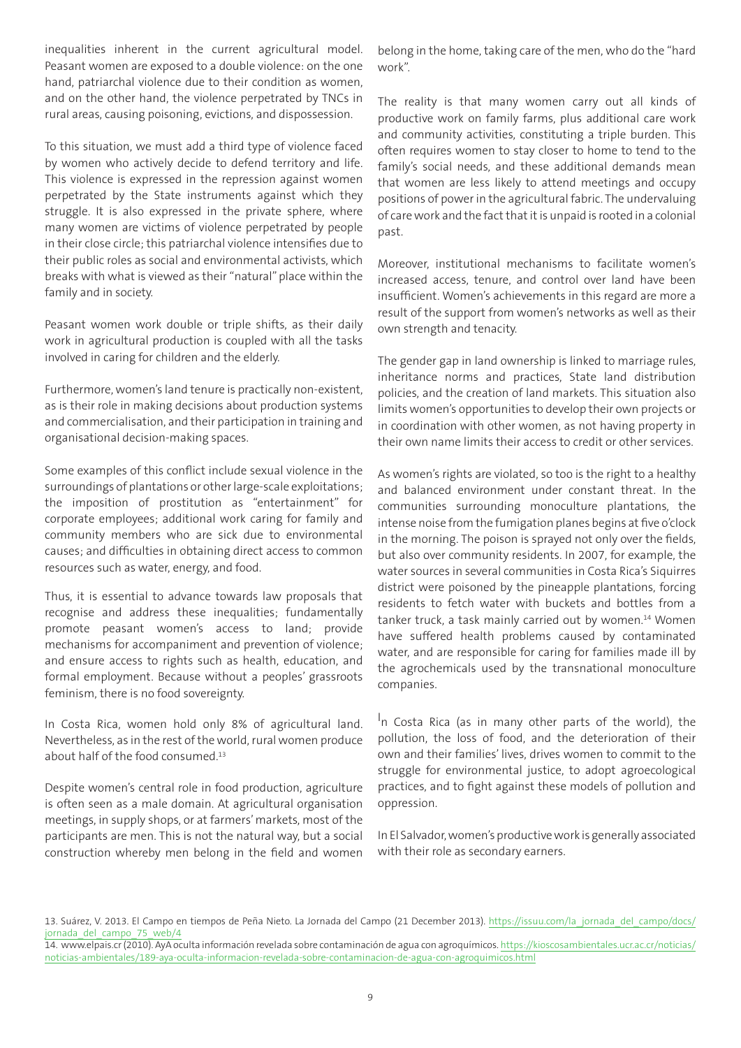inequalities inherent in the current agricultural model. Peasant women are exposed to a double violence: on the one hand, patriarchal violence due to their condition as women, and on the other hand, the violence perpetrated by TNCs in rural areas, causing poisoning, evictions, and dispossession.

To this situation, we must add a third type of violence faced by women who actively decide to defend territory and life. This violence is expressed in the repression against women perpetrated by the State instruments against which they struggle. It is also expressed in the private sphere, where many women are victims of violence perpetrated by people in their close circle; this patriarchal violence intensifies due to their public roles as social and environmental activists, which breaks with what is viewed as their "natural" place within the family and in society.

Peasant women work double or triple shifts, as their daily work in agricultural production is coupled with all the tasks involved in caring for children and the elderly.

Furthermore, women's land tenure is practically non-existent, as is their role in making decisions about production systems and commercialisation, and their participation in training and organisational decision-making spaces.

Some examples of this conflict include sexual violence in the surroundings of plantations or other large-scale exploitations; the imposition of prostitution as "entertainment" for corporate employees; additional work caring for family and community members who are sick due to environmental causes; and difficulties in obtaining direct access to common resources such as water, energy, and food.

Thus, it is essential to advance towards law proposals that recognise and address these inequalities; fundamentally promote peasant women's access to land; provide mechanisms for accompaniment and prevention of violence; and ensure access to rights such as health, education, and formal employment. Because without a peoples' grassroots feminism, there is no food sovereignty.

In Costa Rica, women hold only 8% of agricultural land. Nevertheless, as in the rest of the world, rural women produce about half of the food consumed.[13]

Despite women's central role in food production, agriculture is often seen as a male domain. At agricultural organisation meetings, in supply shops, or at farmers' markets, most of the participants are men. This is not the natural way, but a social construction whereby men belong in the field and women belong in the home, taking care of the men, who do the "hard work".

The reality is that many women carry out all kinds of productive work on family farms, plus additional care work and community activities, constituting a triple burden. This often requires women to stay closer to home to tend to the family's social needs, and these additional demands mean that women are less likely to attend meetings and occupy positions of power in the agricultural fabric. The undervaluing of care work and the fact that it is unpaid is rooted in a colonial past.

Moreover, institutional mechanisms to facilitate women's increased access, tenure, and control over land have been insufficient. Women's achievements in this regard are more a result of the support from women's networks as well as their own strength and tenacity.

The gender gap in land ownership is linked to marriage rules, inheritance norms and practices, State land distribution policies, and the creation of land markets. This situation also limits women's opportunities to develop their own projects or in coordination with other women, as not having property in their own name limits their access to credit or other services.

As women's rights are violated, so too is the right to a healthy and balanced environment under constant threat. In the communities surrounding monoculture plantations, the intense noise from the fumigation planes begins at five o'clock in the morning. The poison is sprayed not only over the fields, but also over community residents. In 2007, for example, the water sources in several communities in Costa Rica's Siquirres district were poisoned by the pineapple plantations, forcing residents to fetch water with buckets and bottles from a tanker truck, a task mainly carried out by women.[14] Women have suffered health problems caused by contaminated water, and are responsible for caring for families made ill by the agrochemicals used by the transnational monoculture companies.

In Costa Rica (as in many other parts of the world), the pollution, the loss of food, and the deterioration of their own and their families' lives, drives women to commit to the struggle for environmental justice, to adopt agroecological practices, and to fight against these models of pollution and oppression.

In El Salvador, women's productive work is generally associated with their role as secondary earners.

13. Suárez, V. 2013. El Campo en tiempos de Peña Nieto. La Jornada del Campo (21 December 2013). https://issuu.com/la_jornada_del_campo/docs/jornada_del_campo_75_web/4

14. www.elpais.cr (2010). AyA oculta información revelada sobre contaminación de agua con agroquímicos. https://kioscosambientales.ucr.ac.cr/noticias/noticias-ambientales/189-aya-oculta-informacion-revelada-sobre-contaminacion-de-agua-con-agroquimicos.html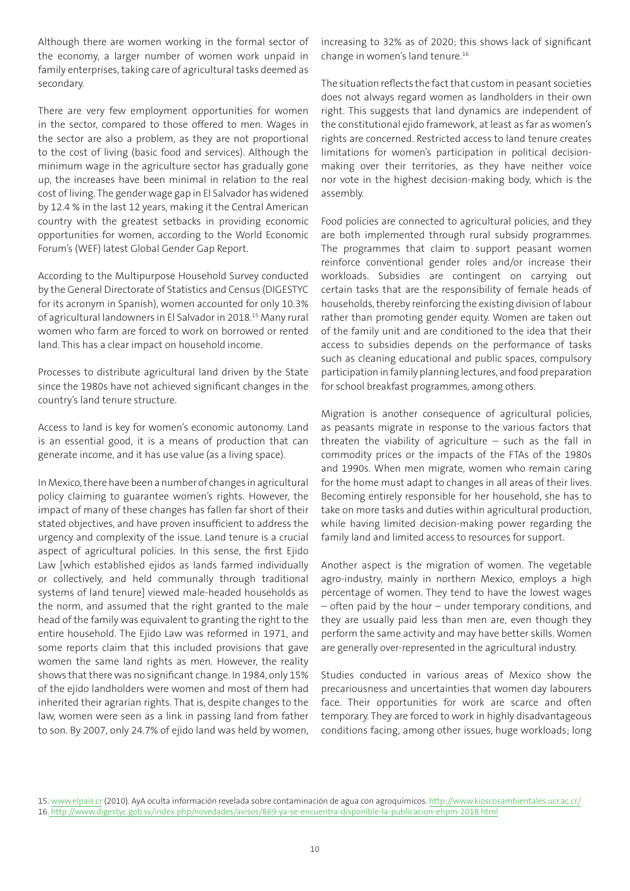Although there are women working in the formal sector of the economy, a larger number of women work unpaid in family enterprises, taking care of agricultural tasks deemed as secondary.

There are very few employment opportunities for women in the sector, compared to those offered to men. Wages in the sector are also a problem, as they are not proportional to the cost of living (basic food and services). Although the minimum wage in the agriculture sector has gradually gone up, the increases have been minimal in relation to the real cost of living. The gender wage gap in El Salvador has widened by 12.4 % in the last 12 years, making it the Central American country with the greatest setbacks in providing economic opportunities for women, according to the World Economic Forum's (WEF) latest Global Gender Gap Report.

According to the Multipurpose Household Survey conducted by the General Directorate of Statistics and Census (DIGESTYC for its acronym in Spanish), women accounted for only 10.3% of agricultural landowners in El Salvador in 2018.[15] Many rural women who farm are forced to work on borrowed or rented land. This has a clear impact on household income.

Processes to distribute agricultural land driven by the State since the 1980s have not achieved significant changes in the country's land tenure structure.

Access to land is key for women's economic autonomy. Land is an essential good, it is a means of production that can generate income, and it has use value (as a living space).

In Mexico, there have been a number of changes in agricultural policy claiming to guarantee women's rights. However, the impact of many of these changes has fallen far short of their stated objectives, and have proven insufficient to address the urgency and complexity of the issue. Land tenure is a crucial aspect of agricultural policies. In this sense, the first Ejido Law [which established ejidos as lands farmed individually or collectively, and held communally through traditional systems of land tenure] viewed male-headed households as the norm, and assumed that the right granted to the male head of the family was equivalent to granting the right to the entire household. The Ejido Law was reformed in 1971, and some reports claim that this included provisions that gave women the same land rights as men. However, the reality shows that there was no significant change. In 1984, only 15% of the ejido landholders were women and most of them had inherited their agrarian rights. That is, despite changes to the law, women were seen as a link in passing land from father to son. By 2007, only 24.7% of ejido land was held by women, increasing to 32% as of 2020; this shows lack of significant change in women's land tenure.[16]

The situation reflects the fact that custom in peasant societies does not always regard women as landholders in their own right. This suggests that land dynamics are independent of the constitutional ejido framework, at least as far as women's rights are concerned. Restricted access to land tenure creates limitations for women's participation in political decision-making over their territories, as they have neither voice nor vote in the highest decision-making body, which is the assembly.

Food policies are connected to agricultural policies, and they are both implemented through rural subsidy programmes. The programmes that claim to support peasant women reinforce conventional gender roles and/or increase their workloads. Subsidies are contingent on carrying out certain tasks that are the responsibility of female heads of households, thereby reinforcing the existing division of labour rather than promoting gender equity. Women are taken out of the family unit and are conditioned to the idea that their access to subsidies depends on the performance of tasks such as cleaning educational and public spaces, compulsory participation in family planning lectures, and food preparation for school breakfast programmes, among others.

Migration is another consequence of agricultural policies, as peasants migrate in response to the various factors that threaten the viability of agriculture – such as the fall in commodity prices or the impacts of the FTAs of the 1980s and 1990s. When men migrate, women who remain caring for the home must adapt to changes in all areas of their lives. Becoming entirely responsible for her household, she has to take on more tasks and duties within agricultural production, while having limited decision-making power regarding the family land and limited access to resources for support.

Another aspect is the migration of women. The vegetable agro-industry, mainly in northern Mexico, employs a high percentage of women. They tend to have the lowest wages – often paid by the hour – under temporary conditions, and they are usually paid less than men are, even though they perform the same activity and may have better skills. Women are generally over-represented in the agricultural industry.

Studies conducted in various areas of Mexico show the precariousness and uncertainties that women day labourers face. Their opportunities for work are scarce and often temporary. They are forced to work in highly disadvantageous conditions facing, among other issues, huge workloads; long

15. www.elpais.cr (2010). AyA oculta información revelada sobre contaminación de agua con agroquímicos. http://www.kioscosambientales.ucr.ac.cr/
16. http://www.digestyc.gob.sv/index.php/novedades/avisos/869-ya-se-encuentra-disponible-la-publicacion-ehpm-2018.html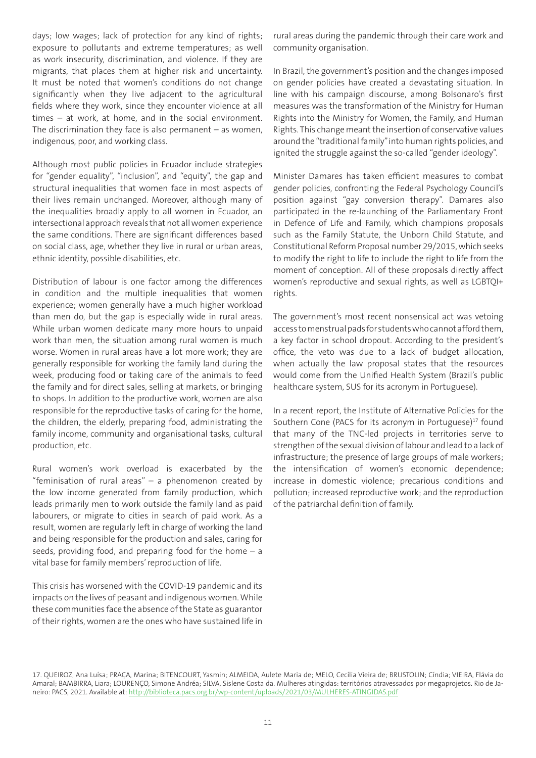days; low wages; lack of protection for any kind of rights; exposure to pollutants and extreme temperatures; as well as work insecurity, discrimination, and violence. If they are migrants, that places them at higher risk and uncertainty. It must be noted that women's conditions do not change significantly when they live adjacent to the agricultural fields where they work, since they encounter violence at all times – at work, at home, and in the social environment. The discrimination they face is also permanent – as women, indigenous, poor, and working class.

Although most public policies in Ecuador include strategies for "gender equality", "inclusion", and "equity", the gap and structural inequalities that women face in most aspects of their lives remain unchanged. Moreover, although many of the inequalities broadly apply to all women in Ecuador, an intersectional approach reveals that not all women experience the same conditions. There are significant differences based on social class, age, whether they live in rural or urban areas, ethnic identity, possible disabilities, etc.

Distribution of labour is one factor among the differences in condition and the multiple inequalities that women experience; women generally have a much higher workload than men do, but the gap is especially wide in rural areas. While urban women dedicate many more hours to unpaid work than men, the situation among rural women is much worse. Women in rural areas have a lot more work; they are generally responsible for working the family land during the week, producing food or taking care of the animals to feed the family and for direct sales, selling at markets, or bringing to shops. In addition to the productive work, women are also responsible for the reproductive tasks of caring for the home, the children, the elderly, preparing food, administrating the family income, community and organisational tasks, cultural production, etc.

Rural women's work overload is exacerbated by the "feminisation of rural areas" – a phenomenon created by the low income generated from family production, which leads primarily men to work outside the family land as paid labourers, or migrate to cities in search of paid work. As a result, women are regularly left in charge of working the land and being responsible for the production and sales, caring for seeds, providing food, and preparing food for the home – a vital base for family members' reproduction of life.

This crisis has worsened with the COVID-19 pandemic and its impacts on the lives of peasant and indigenous women. While these communities face the absence of the State as guarantor of their rights, women are the ones who have sustained life in rural areas during the pandemic through their care work and community organisation.

In Brazil, the government's position and the changes imposed on gender policies have created a devastating situation. In line with his campaign discourse, among Bolsonaro's first measures was the transformation of the Ministry for Human Rights into the Ministry for Women, the Family, and Human Rights. This change meant the insertion of conservative values around the "traditional family" into human rights policies, and ignited the struggle against the so-called "gender ideology".

Minister Damares has taken efficient measures to combat gender policies, confronting the Federal Psychology Council's position against "gay conversion therapy". Damares also participated in the re-launching of the Parliamentary Front in Defence of Life and Family, which champions proposals such as the Family Statute, the Unborn Child Statute, and Constitutional Reform Proposal number 29/2015, which seeks to modify the right to life to include the right to life from the moment of conception. All of these proposals directly affect women's reproductive and sexual rights, as well as LGBTQI+ rights.

The government's most recent nonsensical act was vetoing access to menstrual pads for students who cannot afford them, a key factor in school dropout. According to the president's office, the veto was due to a lack of budget allocation, when actually the law proposal states that the resources would come from the Unified Health System (Brazil's public healthcare system, SUS for its acronym in Portuguese).

In a recent report, the Institute of Alternative Policies for the Southern Cone (PACS for its acronym in Portuguese)[17] found that many of the TNC-led projects in territories serve to strengthen of the sexual division of labour and lead to a lack of infrastructure; the presence of large groups of male workers; the intensification of women's economic dependence; increase in domestic violence; precarious conditions and pollution; increased reproductive work; and the reproduction of the patriarchal definition of family.

17. QUEIROZ, Ana Luísa; PRAÇA, Marina; BITENCOURT, Yasmin; ALMEIDA, Aulete Maria de; MELO, Cecília Vieira de; BRUSTOLIN; Cíndia; VIEIRA, Flávia do Amaral; BAMBIRRA, Liara; LOURENÇO, Simone Andréa; SILVA, Sislene Costa da. Mulheres atingidas: territórios atravessados por megaprojetos. Rio de Janeiro: PACS, 2021. Available at: http://biblioteca.pacs.org.br/wp-content/uploads/2021/03/MULHERES-ATINGIDAS.pdf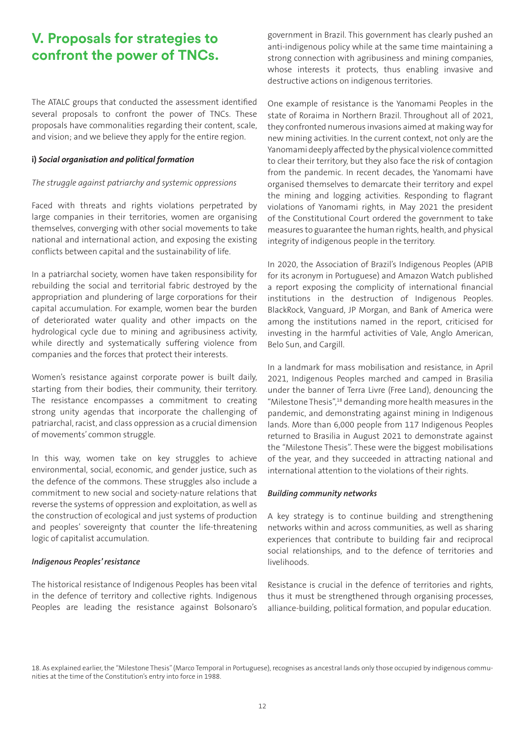## V. Proposals for strategies to confront the power of TNCs.

The ATALC groups that conducted the assessment identified several proposals to confront the power of TNCs. These proposals have commonalities regarding their content, scale, and vision; and we believe they apply for the entire region.

### i) *Social organisation and political formation*

*The struggle against patriarchy and systemic oppressions*

Faced with threats and rights violations perpetrated by large companies in their territories, women are organising themselves, converging with other social movements to take national and international action, and exposing the existing conflicts between capital and the sustainability of life.

In a patriarchal society, women have taken responsibility for rebuilding the social and territorial fabric destroyed by the appropriation and plundering of large corporations for their capital accumulation. For example, women bear the burden of deteriorated water quality and other impacts on the hydrological cycle due to mining and agribusiness activity, while directly and systematically suffering violence from companies and the forces that protect their interests.

Women's resistance against corporate power is built daily, starting from their bodies, their community, their territory. The resistance encompasses a commitment to creating strong unity agendas that incorporate the challenging of patriarchal, racist, and class oppression as a crucial dimension of movements' common struggle.

In this way, women take on key struggles to achieve environmental, social, economic, and gender justice, such as the defence of the commons. These struggles also include a commitment to new social and society-nature relations that reverse the systems of oppression and exploitation, as well as the construction of ecological and just systems of production and peoples' sovereignty that counter the life-threatening logic of capitalist accumulation.

***Indigenous Peoples' resistance***

The historical resistance of Indigenous Peoples has been vital in the defence of territory and collective rights. Indigenous Peoples are leading the resistance against Bolsonaro's government in Brazil. This government has clearly pushed an anti-indigenous policy while at the same time maintaining a strong connection with agribusiness and mining companies, whose interests it protects, thus enabling invasive and destructive actions on indigenous territories.

One example of resistance is the Yanomami Peoples in the state of Roraima in Northern Brazil. Throughout all of 2021, they confronted numerous invasions aimed at making way for new mining activities. In the current context, not only are the Yanomami deeply affected by the physical violence committed to clear their territory, but they also face the risk of contagion from the pandemic. In recent decades, the Yanomami have organised themselves to demarcate their territory and expel the mining and logging activities. Responding to flagrant violations of Yanomami rights, in May 2021 the president of the Constitutional Court ordered the government to take measures to guarantee the human rights, health, and physical integrity of indigenous people in the territory.

In 2020, the Association of Brazil's Indigenous Peoples (APIB for its acronym in Portuguese) and Amazon Watch published a report exposing the complicity of international financial institutions in the destruction of Indigenous Peoples. BlackRock, Vanguard, JP Morgan, and Bank of America were among the institutions named in the report, criticised for investing in the harmful activities of Vale, Anglo American, Belo Sun, and Cargill.

In a landmark for mass mobilisation and resistance, in April 2021, Indigenous Peoples marched and camped in Brasilia under the banner of Terra Livre (Free Land), denouncing the "Milestone Thesis",[18] demanding more health measures in the pandemic, and demonstrating against mining in Indigenous lands. More than 6,000 people from 117 Indigenous Peoples returned to Brasilia in August 2021 to demonstrate against the "Milestone Thesis". These were the biggest mobilisations of the year, and they succeeded in attracting national and international attention to the violations of their rights.

***Building community networks***

A key strategy is to continue building and strengthening networks within and across communities, as well as sharing experiences that contribute to building fair and reciprocal social relationships, and to the defence of territories and livelihoods.

Resistance is crucial in the defence of territories and rights, thus it must be strengthened through organising processes, alliance-building, political formation, and popular education.

18. As explained earlier, the "Milestone Thesis" (Marco Temporal in Portuguese), recognises as ancestral lands only those occupied by indigenous communities at the time of the Constitution's entry into force in 1988.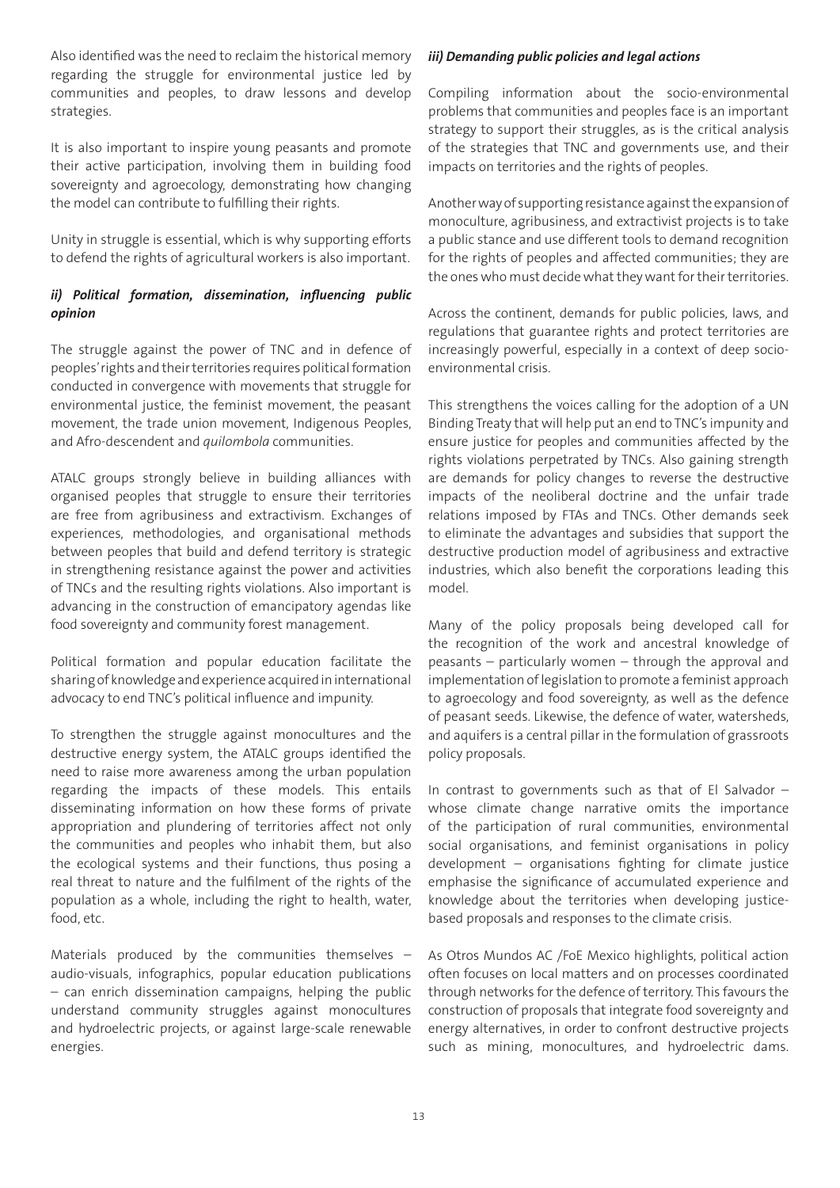Also identified was the need to reclaim the historical memory regarding the struggle for environmental justice led by communities and peoples, to draw lessons and develop strategies.

It is also important to inspire young peasants and promote their active participation, involving them in building food sovereignty and agroecology, demonstrating how changing the model can contribute to fulfilling their rights.

Unity in struggle is essential, which is why supporting efforts to defend the rights of agricultural workers is also important.

### *ii) Political formation, dissemination, influencing public opinion*

The struggle against the power of TNC and in defence of peoples' rights and their territories requires political formation conducted in convergence with movements that struggle for environmental justice, the feminist movement, the peasant movement, the trade union movement, Indigenous Peoples, and Afro-descendent and *quilombola* communities.

ATALC groups strongly believe in building alliances with organised peoples that struggle to ensure their territories are free from agribusiness and extractivism. Exchanges of experiences, methodologies, and organisational methods between peoples that build and defend territory is strategic in strengthening resistance against the power and activities of TNCs and the resulting rights violations. Also important is advancing in the construction of emancipatory agendas like food sovereignty and community forest management.

Political formation and popular education facilitate the sharing of knowledge and experience acquired in international advocacy to end TNC's political influence and impunity.

To strengthen the struggle against monocultures and the destructive energy system, the ATALC groups identified the need to raise more awareness among the urban population regarding the impacts of these models. This entails disseminating information on how these forms of private appropriation and plundering of territories affect not only the communities and peoples who inhabit them, but also the ecological systems and their functions, thus posing a real threat to nature and the fulfilment of the rights of the population as a whole, including the right to health, water, food, etc.

Materials produced by the communities themselves – audio-visuals, infographics, popular education publications – can enrich dissemination campaigns, helping the public understand community struggles against monocultures and hydroelectric projects, or against large-scale renewable energies.

### *iii) Demanding public policies and legal actions*

Compiling information about the socio-environmental problems that communities and peoples face is an important strategy to support their struggles, as is the critical analysis of the strategies that TNC and governments use, and their impacts on territories and the rights of peoples.

Another way of supporting resistance against the expansion of monoculture, agribusiness, and extractivist projects is to take a public stance and use different tools to demand recognition for the rights of peoples and affected communities; they are the ones who must decide what they want for their territories.

Across the continent, demands for public policies, laws, and regulations that guarantee rights and protect territories are increasingly powerful, especially in a context of deep socio-environmental crisis.

This strengthens the voices calling for the adoption of a UN Binding Treaty that will help put an end to TNC's impunity and ensure justice for peoples and communities affected by the rights violations perpetrated by TNCs. Also gaining strength are demands for policy changes to reverse the destructive impacts of the neoliberal doctrine and the unfair trade relations imposed by FTAs and TNCs. Other demands seek to eliminate the advantages and subsidies that support the destructive production model of agribusiness and extractive industries, which also benefit the corporations leading this model.

Many of the policy proposals being developed call for the recognition of the work and ancestral knowledge of peasants – particularly women – through the approval and implementation of legislation to promote a feminist approach to agroecology and food sovereignty, as well as the defence of peasant seeds. Likewise, the defence of water, watersheds, and aquifers is a central pillar in the formulation of grassroots policy proposals.

In contrast to governments such as that of El Salvador – whose climate change narrative omits the importance of the participation of rural communities, environmental social organisations, and feminist organisations in policy development – organisations fighting for climate justice emphasise the significance of accumulated experience and knowledge about the territories when developing justice-based proposals and responses to the climate crisis.

As Otros Mundos AC /FoE Mexico highlights, political action often focuses on local matters and on processes coordinated through networks for the defence of territory. This favours the construction of proposals that integrate food sovereignty and energy alternatives, in order to confront destructive projects such as mining, monocultures, and hydroelectric dams.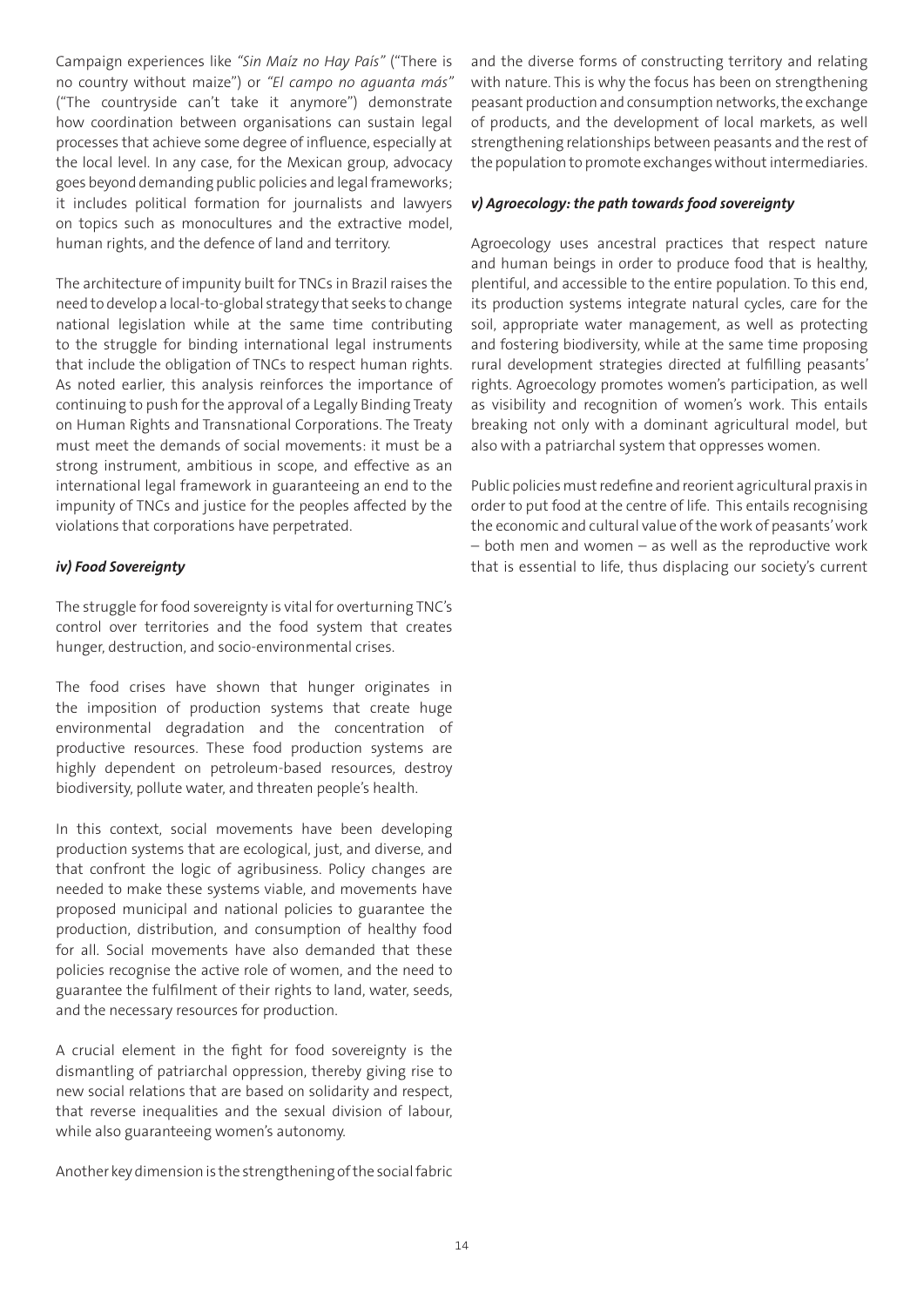Campaign experiences like *"Sin Maíz no Hay País"* ("There is no country without maize") or *"El campo no aguanta más"* ("The countryside can't take it anymore") demonstrate how coordination between organisations can sustain legal processes that achieve some degree of influence, especially at the local level. In any case, for the Mexican group, advocacy goes beyond demanding public policies and legal frameworks; it includes political formation for journalists and lawyers on topics such as monocultures and the extractive model, human rights, and the defence of land and territory.

The architecture of impunity built for TNCs in Brazil raises the need to develop a local-to-global strategy that seeks to change national legislation while at the same time contributing to the struggle for binding international legal instruments that include the obligation of TNCs to respect human rights. As noted earlier, this analysis reinforces the importance of continuing to push for the approval of a Legally Binding Treaty on Human Rights and Transnational Corporations. The Treaty must meet the demands of social movements: it must be a strong instrument, ambitious in scope, and effective as an international legal framework in guaranteeing an end to the impunity of TNCs and justice for the peoples affected by the violations that corporations have perpetrated.

***iv) Food Sovereignty***

The struggle for food sovereignty is vital for overturning TNC's control over territories and the food system that creates hunger, destruction, and socio-environmental crises.

The food crises have shown that hunger originates in the imposition of production systems that create huge environmental degradation and the concentration of productive resources. These food production systems are highly dependent on petroleum-based resources, destroy biodiversity, pollute water, and threaten people's health.

In this context, social movements have been developing production systems that are ecological, just, and diverse, and that confront the logic of agribusiness. Policy changes are needed to make these systems viable, and movements have proposed municipal and national policies to guarantee the production, distribution, and consumption of healthy food for all. Social movements have also demanded that these policies recognise the active role of women, and the need to guarantee the fulfilment of their rights to land, water, seeds, and the necessary resources for production.

A crucial element in the fight for food sovereignty is the dismantling of patriarchal oppression, thereby giving rise to new social relations that are based on solidarity and respect, that reverse inequalities and the sexual division of labour, while also guaranteeing women's autonomy.

Another key dimension is the strengthening of the social fabric and the diverse forms of constructing territory and relating with nature. This is why the focus has been on strengthening peasant production and consumption networks, the exchange of products, and the development of local markets, as well strengthening relationships between peasants and the rest of the population to promote exchanges without intermediaries.

***v) Agroecology: the path towards food sovereignty***

Agroecology uses ancestral practices that respect nature and human beings in order to produce food that is healthy, plentiful, and accessible to the entire population. To this end, its production systems integrate natural cycles, care for the soil, appropriate water management, as well as protecting and fostering biodiversity, while at the same time proposing rural development strategies directed at fulfilling peasants' rights. Agroecology promotes women's participation, as well as visibility and recognition of women's work. This entails breaking not only with a dominant agricultural model, but also with a patriarchal system that oppresses women.

Public policies must redefine and reorient agricultural praxis in order to put food at the centre of life. This entails recognising the economic and cultural value of the work of peasants' work – both men and women – as well as the reproductive work that is essential to life, thus displacing our society's current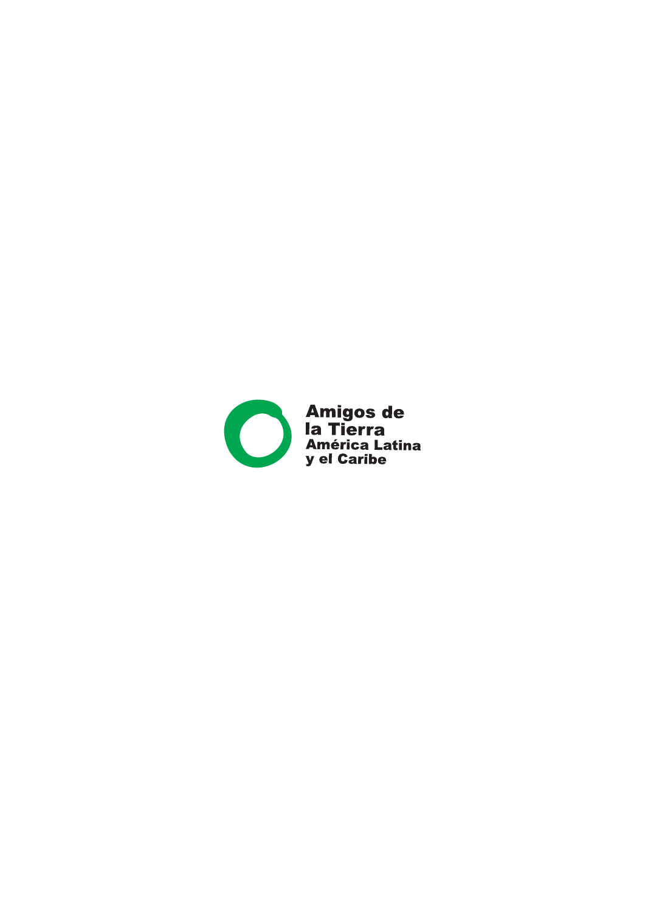Amigos de
la Tierra
América Latina
y el Caribe